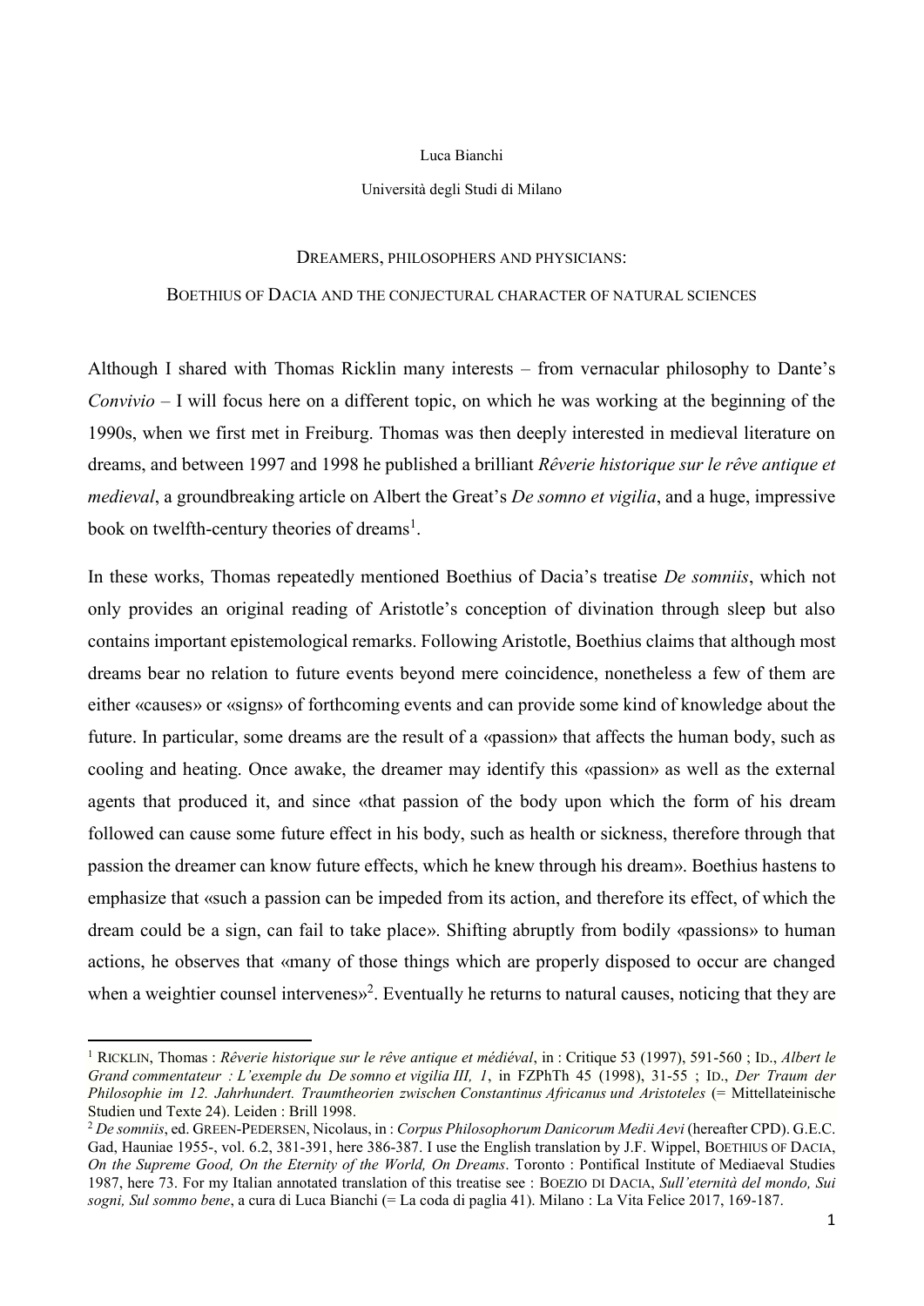Luca Bianchi

Università degli Studi di Milano

# DREAMERS, PHILOSOPHERS AND PHYSICIANS: BOETHIUS OF DACIA AND THE CONJECTURAL CHARACTER OF NATURAL SCIENCES

Although I shared with Thomas Ricklin many interests – from vernacular philosophy to Dante's *Convivio* – I will focus here on a different topic, on which he was working at the beginning of the 1990s, when we first met in Freiburg. Thomas was then deeply interested in medieval literature on dreams, and between 1997 and 1998 he published a brilliant *Rêverie historique sur le rêve antique et medieval*, a groundbreaking article on Albert the Great's *De somno et vigilia*, and a huge, impressive book on twelfth-century theories of dreams[1].

In these works, Thomas repeatedly mentioned Boethius of Dacia's treatise *De somniis*, which not only provides an original reading of Aristotle's conception of divination through sleep but also contains important epistemological remarks. Following Aristotle, Boethius claims that although most dreams bear no relation to future events beyond mere coincidence, nonetheless a few of them are either «causes» or «signs» of forthcoming events and can provide some kind of knowledge about the future. In particular, some dreams are the result of a «passion» that affects the human body, such as cooling and heating. Once awake, the dreamer may identify this «passion» as well as the external agents that produced it, and since «that passion of the body upon which the form of his dream followed can cause some future effect in his body, such as health or sickness, therefore through that passion the dreamer can know future effects, which he knew through his dream». Boethius hastens to emphasize that «such a passion can be impeded from its action, and therefore its effect, of which the dream could be a sign, can fail to take place». Shifting abruptly from bodily «passions» to human actions, he observes that «many of those things which are properly disposed to occur are changed when a weightier counsel intervenes»[2]. Eventually he returns to natural causes, noticing that they are

---

[1] RICKLIN, Thomas : *Rêverie historique sur le rêve antique et médiéval*, in : Critique 53 (1997), 591-560 ; ID., *Albert le Grand commentateur : L'exemple du De somno et vigilia III, 1*, in FZPhTh 45 (1998), 31-55 ; ID., *Der Traum der Philosophie im 12. Jahrhundert. Traumtheorien zwischen Constantinus Africanus und Aristoteles* (= Mittellateinische Studien und Texte 24). Leiden : Brill 1998.

[2] *De somniis*, ed. GREEN-PEDERSEN, Nicolaus, in : *Corpus Philosophorum Danicorum Medii Aevi* (hereafter CPD). G.E.C. Gad, Hauniae 1955-, vol. 6.2, 381-391, here 386-387. I use the English translation by J.F. Wippel, BOETHIUS OF DACIA, *On the Supreme Good, On the Eternity of the World, On Dreams*. Toronto : Pontifical Institute of Mediaeval Studies 1987, here 73. For my Italian annotated translation of this treatise see : BOEZIO DI DACIA, *Sull'eternità del mondo, Sui sogni, Sul sommo bene*, a cura di Luca Bianchi (= La coda di paglia 41). Milano : La Vita Felice 2017, 169-187.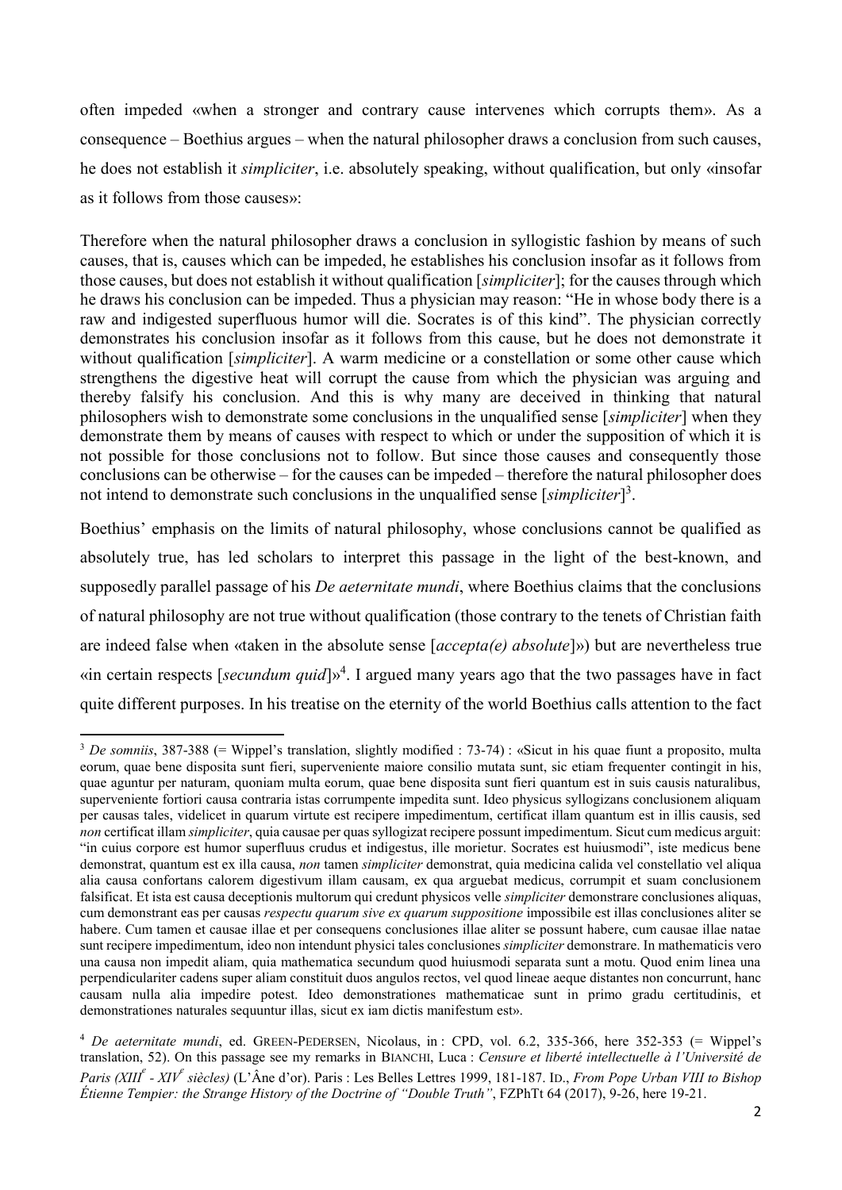often impeded «when a stronger and contrary cause intervenes which corrupts them». As a consequence – Boethius argues – when the natural philosopher draws a conclusion from such causes, he does not establish it *simpliciter*, i.e. absolutely speaking, without qualification, but only «insofar as it follows from those causes»:

Therefore when the natural philosopher draws a conclusion in syllogistic fashion by means of such causes, that is, causes which can be impeded, he establishes his conclusion insofar as it follows from those causes, but does not establish it without qualification [*simpliciter*]; for the causes through which he draws his conclusion can be impeded. Thus a physician may reason: "He in whose body there is a raw and indigested superfluous humor will die. Socrates is of this kind". The physician correctly demonstrates his conclusion insofar as it follows from this cause, but he does not demonstrate it without qualification [*simpliciter*]. A warm medicine or a constellation or some other cause which strengthens the digestive heat will corrupt the cause from which the physician was arguing and thereby falsify his conclusion. And this is why many are deceived in thinking that natural philosophers wish to demonstrate some conclusions in the unqualified sense [*simpliciter*] when they demonstrate them by means of causes with respect to which or under the supposition of which it is not possible for those conclusions not to follow. But since those causes and consequently those conclusions can be otherwise – for the causes can be impeded – therefore the natural philosopher does not intend to demonstrate such conclusions in the unqualified sense [*simpliciter*][3].

Boethius' emphasis on the limits of natural philosophy, whose conclusions cannot be qualified as absolutely true, has led scholars to interpret this passage in the light of the best-known, and supposedly parallel passage of his *De aeternitate mundi*, where Boethius claims that the conclusions of natural philosophy are not true without qualification (those contrary to the tenets of Christian faith are indeed false when «taken in the absolute sense [*accepta(e) absolute*]») but are nevertheless true «in certain respects [*secundum quid*]»[4]. I argued many years ago that the two passages have in fact quite different purposes. In his treatise on the eternity of the world Boethius calls attention to the fact

---

[3] *De somniis*, 387-388 (= Wippel's translation, slightly modified : 73-74) : «Sicut in his quae fiunt a proposito, multa eorum, quae bene disposita sunt fieri, superveniente maiore consilio mutata sunt, sic etiam frequenter contingit in his, quae aguntur per naturam, quoniam multa eorum, quae bene disposita sunt fieri quantum est in suis causis naturalibus, superveniente fortiori causa contraria istas corrumpente impedita sunt. Ideo physicus syllogizans conclusionem aliquam per causas tales, videlicet in quarum virtute est recipere impedimentum, certificat illam quantum est in illis causis, sed *non* certificat illam *simpliciter*, quia causae per quas syllogizat recipere possunt impedimentum. Sicut cum medicus arguit: "in cuius corpore est humor superfluus crudus et indigestus, ille morietur. Socrates est huiusmodi", iste medicus bene demonstrat, quantum est ex illa causa, *non* tamen *simpliciter* demonstrat, quia medicina calida vel constellatio vel aliqua alia causa confortans calorem digestivum illam causam, ex qua arguebat medicus, corrumpit et suam conclusionem falsificat. Et ista est causa deceptionis multorum qui credunt physicos velle *simpliciter* demonstrare conclusiones aliquas, cum demonstrant eas per causas *respectu quarum sive ex quarum suppositione* impossibile est illas conclusiones aliter se habere. Cum tamen et causae illae et per consequens conclusiones illae aliter se possunt habere, cum causae illae natae sunt recipere impedimentum, ideo non intendunt physici tales conclusiones *simpliciter* demonstrare. In mathematicis vero una causa non impedit aliam, quia mathematica secundum quod huiusmodi separata sunt a motu. Quod enim linea una perpendiculariter cadens super aliam constituit duos angulos rectos, vel quod lineae aeque distantes non concurrunt, hanc causam nulla alia impedire potest. Ideo demonstrationes mathematicae sunt in primo gradu certitudinis, et demonstrationes naturales sequuntur illas, sicut ex iam dictis manifestum est».

[4] *De aeternitate mundi*, ed. GREEN-PEDERSEN, Nicolaus, in : CPD, vol. 6.2, 335-366, here 352-353 (= Wippel's translation, 52). On this passage see my remarks in BIANCHI, Luca : *Censure et liberté intellectuelle à l'Université de Paris (XIII*[e] *- XIV*[e] *siècles)* (L'Âne d'or). Paris : Les Belles Lettres 1999, 181-187. ID., *From Pope Urban VIII to Bishop Étienne Tempier: the Strange History of the Doctrine of "Double Truth"*, FZPhTt 64 (2017), 9-26, here 19-21.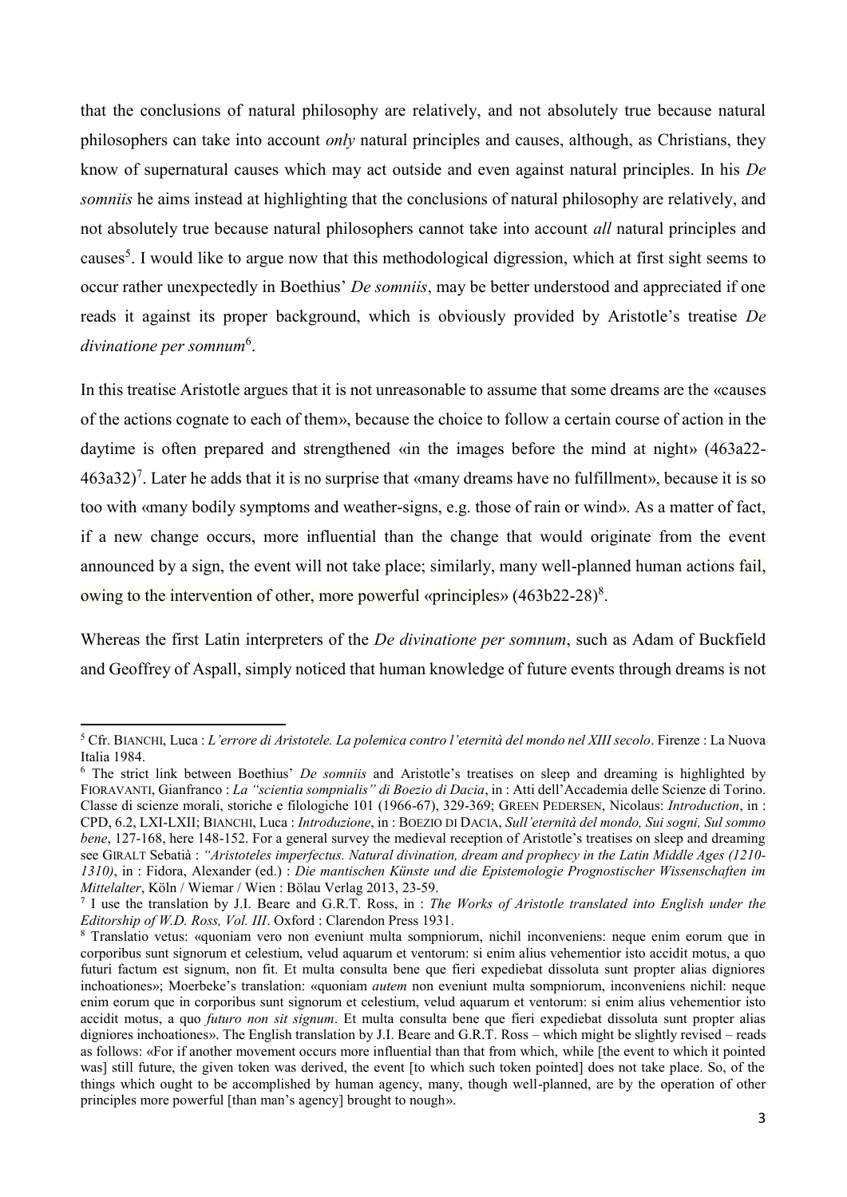that the conclusions of natural philosophy are relatively, and not absolutely true because natural philosophers can take into account *only* natural principles and causes, although, as Christians, they know of supernatural causes which may act outside and even against natural principles. In his *De somniis* he aims instead at highlighting that the conclusions of natural philosophy are relatively, and not absolutely true because natural philosophers cannot take into account *all* natural principles and causes[5]. I would like to argue now that this methodological digression, which at first sight seems to occur rather unexpectedly in Boethius' *De somniis*, may be better understood and appreciated if one reads it against its proper background, which is obviously provided by Aristotle's treatise *De divinatione per somnum*[6].

In this treatise Aristotle argues that it is not unreasonable to assume that some dreams are the «causes of the actions cognate to each of them», because the choice to follow a certain course of action in the daytime is often prepared and strengthened «in the images before the mind at night» (463a22-463a32)[7]. Later he adds that it is no surprise that «many dreams have no fulfillment», because it is so too with «many bodily symptoms and weather-signs, e.g. those of rain or wind». As a matter of fact, if a new change occurs, more influential than the change that would originate from the event announced by a sign, the event will not take place; similarly, many well-planned human actions fail, owing to the intervention of other, more powerful «principles» (463b22-28)[8].

Whereas the first Latin interpreters of the *De divinatione per somnum*, such as Adam of Buckfield and Geoffrey of Aspall, simply noticed that human knowledge of future events through dreams is not

---

[5] Cfr. BIANCHI, Luca : *L'errore di Aristotele. La polemica contro l'eternità del mondo nel XIII secolo*. Firenze : La Nuova Italia 1984.

[6] The strict link between Boethius' *De somniis* and Aristotle's treatises on sleep and dreaming is highlighted by FIORAVANTI, Gianfranco : *La "scientia somptialis" di Boezio di Dacia*, in : Atti dell'Accademia delle Scienze di Torino. Classe di scienze morali, storiche e filologiche 101 (1966-67), 329-369; GREEN PEDERSEN, Nicolaus: *Introduction*, in : CPD, 6.2, LXI-LXII; BIANCHI, Luca : *Introduzione*, in : BOEZIO DI DACIA, *Sull'eternità del mondo, Sui sogni, Sul sommo bene*, 127-168, here 148-152. For a general survey the medieval reception of Aristotle's treatises on sleep and dreaming see GIRALT Sebatià : *"Aristoteles imperfectus. Natural divination, dream and prophecy in the Latin Middle Ages (1210-1310)*, in : Fidora, Alexander (ed.) : *Die mantischen Künste und die Epistemologie Prognostischer Wissenschaften im Mittelalter*, Köln / Wiemar / Wien : Bölau Verlag 2013, 23-59.

[7] I use the translation by J.I. Beare and G.R.T. Ross, in : *The Works of Aristotle translated into English under the Editorship of W.D. Ross, Vol. III*. Oxford : Clarendon Press 1931.

[8] Translatio vetus: «quoniam vero non eveniunt multa sompniorum, nichil inconveniens: neque enim eorum que in corporibus sunt signorum et celestium, velud aquarum et ventorum: si enim alius vehementior isto accidit motus, a quo futuri factum est signum, non fit. Et multa consulta bene que fieri expediebat dissoluta sunt propter alias digniores inchoationes»; Moerbeke's translation: «quoniam *autem* non eveniunt multa sompniorum, inconveniens nichil: neque enim eorum que in corporibus sunt signorum et celestium, velud aquarum et ventorum: si enim alius vehementior isto accidit motus, a quo *futuro non sit signum*. Et multa consulta bene que fieri expediebat dissoluta sunt propter alias digniores inchoationes». The English translation by J.I. Beare and G.R.T. Ross – which might be slightly revised – reads as follows: «For if another movement occurs more influential than that from which, while [the event to which it pointed was] still future, the given token was derived, the event [to which such token pointed] does not take place. So, of the things which ought to be accomplished by human agency, many, though well-planned, are by the operation of other principles more powerful [than man's agency] brought to nough».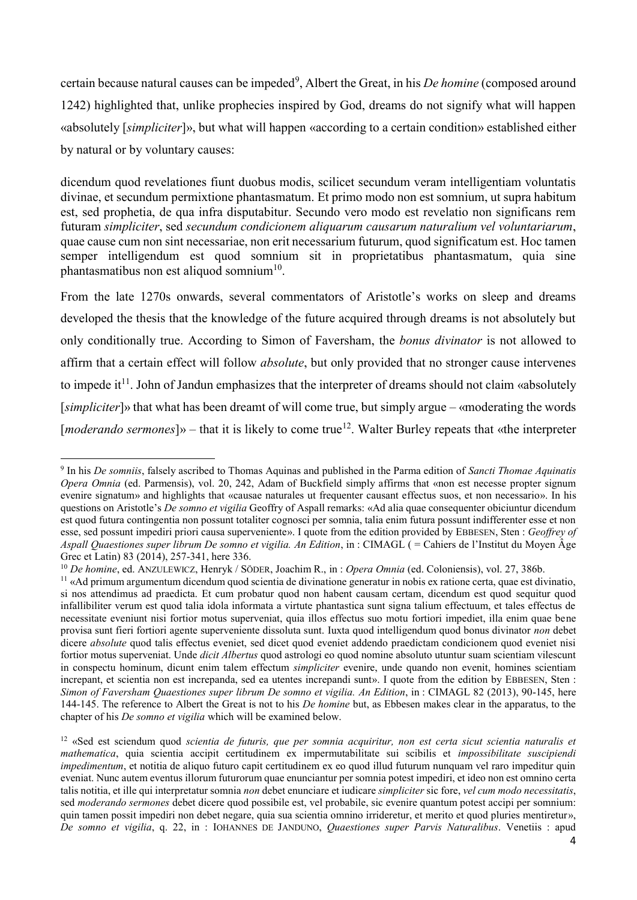certain because natural causes can be impeded[9], Albert the Great, in his *De homine* (composed around 1242) highlighted that, unlike prophecies inspired by God, dreams do not signify what will happen «absolutely [*simpliciter*]», but what will happen «according to a certain condition» established either by natural or by voluntary causes:

dicendum quod revelationes fiunt duobus modis, scilicet secundum veram intelligentiam voluntatis divinae, et secundum permixtione phantasmatum. Et primo modo non est somnium, ut supra habitum est, sed prophetia, de qua infra disputabitur. Secundo vero modo est revelatio non significans rem futuram *simpliciter*, sed *secundum condicionem aliquarum causarum naturalium vel voluntariarum*, quae cause cum non sint necessariae, non erit necessarium futurum, quod significatum est. Hoc tamen semper intelligendum est quod somnium sit in proprietatibus phantasmatum, quia sine phantasmatibus non est aliquod somnium[10].

From the late 1270s onwards, several commentators of Aristotle's works on sleep and dreams developed the thesis that the knowledge of the future acquired through dreams is not absolutely but only conditionally true. According to Simon of Faversham, the *bonus divinator* is not allowed to affirm that a certain effect will follow *absolute*, but only provided that no stronger cause intervenes to impede it[11]. John of Jandun emphasizes that the interpreter of dreams should not claim «absolutely [*simpliciter*]» that what has been dreamt of will come true, but simply argue – «moderating the words [*moderando sermones*]» – that it is likely to come true[12]. Walter Burley repeats that «the interpreter

[9] In his *De somniis*, falsely ascribed to Thomas Aquinas and published in the Parma edition of *Sancti Thomae Aquinatis Opera Omnia* (ed. Parmensis), vol. 20, 242, Adam of Buckfield simply affirms that «non est necesse propter signum evenire signatum» and highlights that «causae naturales ut frequenter causant effectus suos, et non necessario». In his questions on Aristotle's *De somno et vigilia* Geoffry of Aspall remarks: «Ad alia quae consequenter obiciuntur dicendum est quod futura contingentia non possunt totaliter cognosci per somnia, talia enim futura possunt indifferenter esse et non esse, sed possunt impediri priori causa superveniente». I quote from the edition provided by EBBESEN, Sten : *Geoffrey of Aspall Quaestiones super librum De somno et vigilia. An Edition*, in : CIMAGL ( = Cahiers de l'Institut du Moyen Âge Grec et Latin) 83 (2014), 257-341, here 336.

[10] *De homine*, ed. ANZULEWICZ, Henryk / SÖDER, Joachim R., in : *Opera Omnia* (ed. Coloniensis), vol. 27, 386b.

[11] «Ad primum argumentum dicendum quod scientia de divinatione generatur in nobis ex ratione certa, quae est divinatio, si nos attendimus ad praedicta. Et cum probatur quod non habent causam certam, dicendum est quod sequitur quod infallibiliter verum est quod talia idola informata a virtute phantastica sunt signa talium effectuum, et tales effectus de necessitate eveniunt nisi fortior motus superveniat, quia illos effectus suo motu fortiori impediet, illa enim quae bene provisa sunt fieri fortiori agente superveniente dissoluta sunt. Iuxta quod intelligendum quod bonus divinator *non* debet dicere *absolute* quod talis effectus eveniet, sed dicet quod eveniet addendo praedictam condicionem quod eveniet nisi fortior motus superveniat. Unde *dicit Albertus* quod astrologi eo quod nomine absoluto utuntur suam scientiam vilescunt in conspectu hominum, dicunt enim talem effectum *simpliciter* evenire, unde quando non evenit, homines scientiam increpant, et scientia non est increpanda, sed ea utentes increpandi sunt». I quote from the edition by EBBESEN, Sten : *Simon of Faversham Quaestiones super librum De somno et vigilia. An Edition*, in : CIMAGL 82 (2013), 90-145, here 144-145. The reference to Albert the Great is not to his *De homine* but, as Ebbesen makes clear in the apparatus, to the chapter of his *De somno et vigilia* which will be examined below.

[12] «Sed est sciendum quod *scientia de futuris, que per somnia acquiritur, non est certa sicut scientia naturalis et mathematica*, quia scientia accipit certitudinem ex impermutabilitate sui scibilis et *impossibilitate suscipiendi impedimentum*, et notitia de aliquo futuro capit certitudinem ex eo quod illud futurum nunquam vel raro impeditur quin eveniat. Nunc autem eventus illorum futurorum quae enunciantur per somnia potest impediri, et ideo non est omnino certa talis notitia, et ille qui interpretatur somnia *non* debet enunciare et iudicare *simpliciter* sic fore, *vel cum modo necessitatis*, sed *moderando sermones* debet dicere quod possibile est, vel probabile, sic evenire quantum potest accipi per somnium: quin tamen possit impediri non debet negare, quia sua scientia omnino irrideretur, et merito et quod pluries mentiretur», *De somno et vigilia*, q. 22, in : IOHANNES DE JANDUNO, *Quaestiones super Parvis Naturalibus*. Venetiis : apud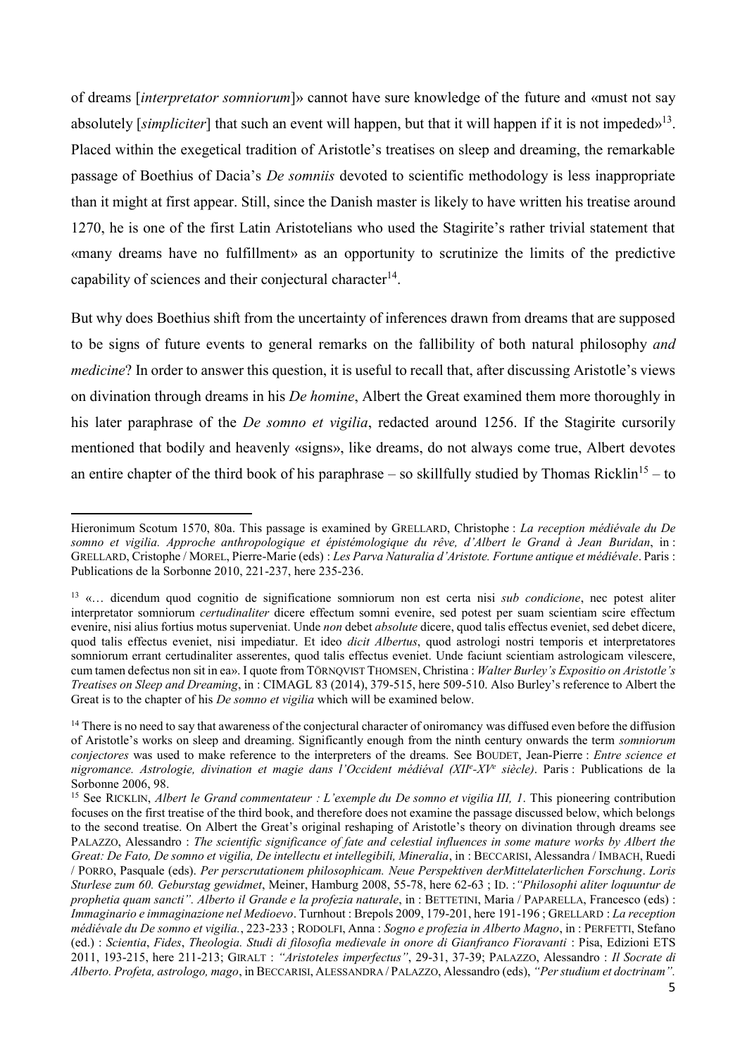of dreams [*interpretator somniorum*]» cannot have sure knowledge of the future and «must not say absolutely [*simpliciter*] that such an event will happen, but that it will happen if it is not impeded»[13]. Placed within the exegetical tradition of Aristotle's treatises on sleep and dreaming, the remarkable passage of Boethius of Dacia's *De somniis* devoted to scientific methodology is less inappropriate than it might at first appear. Still, since the Danish master is likely to have written his treatise around 1270, he is one of the first Latin Aristotelians who used the Stagirite's rather trivial statement that «many dreams have no fulfillment» as an opportunity to scrutinize the limits of the predictive capability of sciences and their conjectural character[14].

But why does Boethius shift from the uncertainty of inferences drawn from dreams that are supposed to be signs of future events to general remarks on the fallibility of both natural philosophy *and medicine*? In order to answer this question, it is useful to recall that, after discussing Aristotle's views on divination through dreams in his *De homine*, Albert the Great examined them more thoroughly in his later paraphrase of the *De somno et vigilia*, redacted around 1256. If the Stagirite cursorily mentioned that bodily and heavenly «signs», like dreams, do not always come true, Albert devotes an entire chapter of the third book of his paraphrase – so skillfully studied by Thomas Ricklin[15] – to

---

Hieronimum Scotum 1570, 80a. This passage is examined by GRELLARD, Christophe : *La reception médiévale du De somno et vigilia. Approche anthropologique et épistémologique du rêve, d'Albert le Grand à Jean Buridan*, in : GRELLARD, Cristophe / MOREL, Pierre-Marie (eds) : *Les Parva Naturalia d'Aristote. Fortune antique et médiévale*. Paris : Publications de la Sorbonne 2010, 221-237, here 235-236.

[13] «… dicendum quod cognitio de significatione somniorum non est certa nisi *sub condicione*, nec potest aliter interpretator somniorum *certudinaliter* dicere effectum somni evenire, sed potest per suam scientiam scire effectum evenire, nisi alius fortius motus superveniat. Unde *non* debet *absolute* dicere, quod talis effectus eveniet, sed debet dicere, quod talis effectus eveniet, nisi impediatur. Et ideo *dicit Albertus*, quod astrologi nostri temporis et interpretatores somniorum errant certudinaliter asserentes, quod talis effectus eveniet. Unde faciunt scientiam astrologicam vilescere, cum tamen defectus non sit in ea». I quote from TÖRNQVIST THOMSEN, Christina : *Walter Burley's Expositio on Aristotle's Treatises on Sleep and Dreaming*, in : CIMAGL 83 (2014), 379-515, here 509-510. Also Burley's reference to Albert the Great is to the chapter of his *De somno et vigilia* which will be examined below.

[14] There is no need to say that awareness of the conjectural character of oniromancy was diffused even before the diffusion of Aristotle's works on sleep and dreaming. Significantly enough from the ninth century onwards the term *somniorum conjectores* was used to make reference to the interpreters of the dreams. See BOUDET, Jean-Pierre : *Entre science et nigromance. Astrologie, divination et magie dans l'Occident médiéval (XIIe-XVe siècle)*. Paris : Publications de la Sorbonne 2006, 98.

[15] See RICKLIN, *Albert le Grand commentateur : L'exemple du De somno et vigilia III, 1*. This pioneering contribution focuses on the first treatise of the third book, and therefore does not examine the passage discussed below, which belongs to the second treatise. On Albert the Great's original reshaping of Aristotle's theory on divination through dreams see PALAZZO, Alessandro : *The scientific significance of fate and celestial influences in some mature works by Albert the Great: De Fato, De somno et vigilia, De intellectu et intellegibili, Mineralia*, in : BECCARISI, Alessandra / IMBACH, Ruedi / PORRO, Pasquale (eds). *Per perscrutationem philosophicam. Neue Perspektiven derMittelaterlichen Forschung*. *Loris Sturlese zum 60. Geburstag gewidmet*, Meiner, Hamburg 2008, 55-78, here 62-63 ; ID. :*"Philosophi aliter loquuntur de prophetia quam sancti". Alberto il Grande e la profezia naturale*, in : BETTETINI, Maria / PAPARELLA, Francesco (eds) : *Immaginario e immaginazione nel Medioevo*. Turnhout : Brepols 2009, 179-201, here 191-196 ; GRELLARD : *La reception médiévale du De somno et vigilia.*, 223-233 ; RODOLFI, Anna : *Sogno e profezia in Alberto Magno*, in : PERFETTI, Stefano (ed.) : *Scientia*, *Fides*, *Theologia. Studi di filosofia medievale in onore di Gianfranco Fioravanti* : Pisa, Edizioni ETS 2011, 193-215, here 211-213; GIRALT : *"Aristoteles imperfectus"*, 29-31, 37-39; PALAZZO, Alessandro : *Il Socrate di Alberto. Profeta, astrologo, mago*, in BECCARISI, ALESSANDRA / PALAZZO, Alessandro (eds), *"Per studium et doctrinam"*.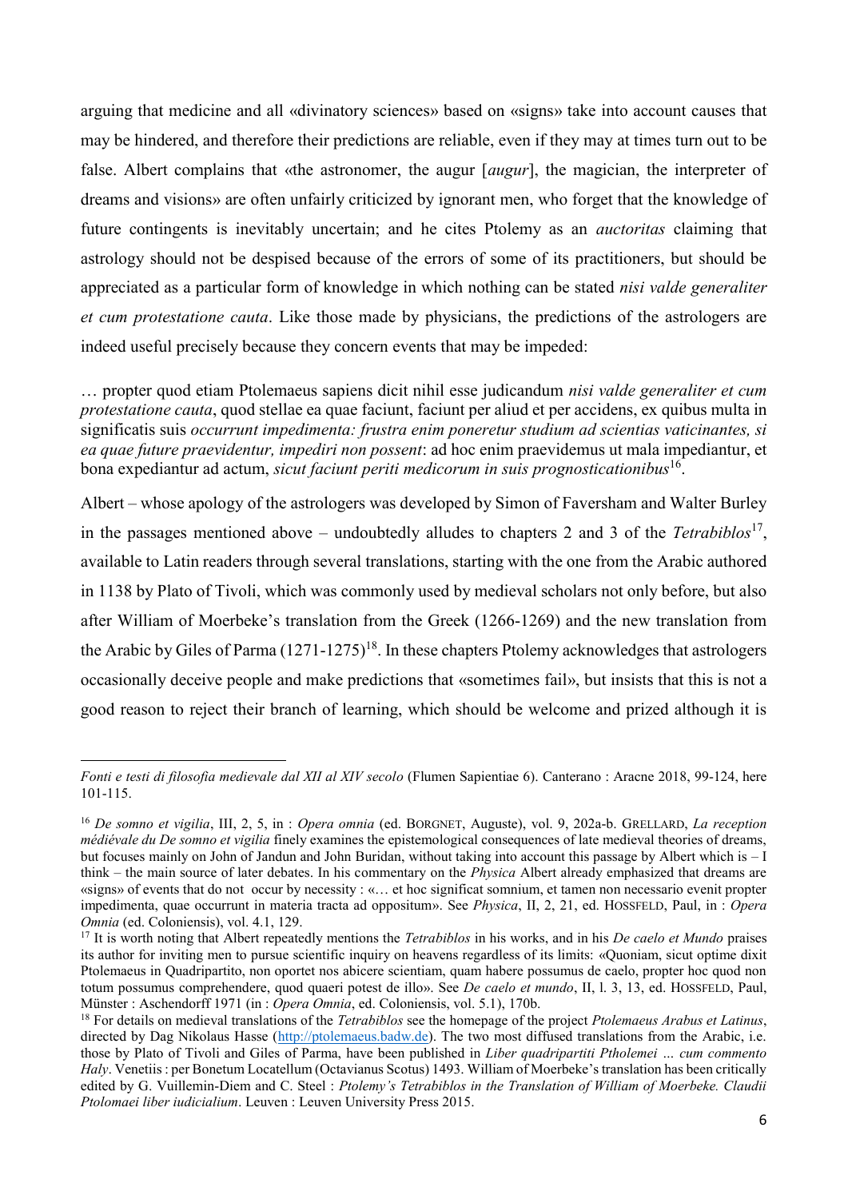arguing that medicine and all «divinatory sciences» based on «signs» take into account causes that may be hindered, and therefore their predictions are reliable, even if they may at times turn out to be false. Albert complains that «the astronomer, the augur [*augur*], the magician, the interpreter of dreams and visions» are often unfairly criticized by ignorant men, who forget that the knowledge of future contingents is inevitably uncertain; and he cites Ptolemy as an *auctoritas* claiming that astrology should not be despised because of the errors of some of its practitioners, but should be appreciated as a particular form of knowledge in which nothing can be stated *nisi valde generaliter et cum protestatione cauta*. Like those made by physicians, the predictions of the astrologers are indeed useful precisely because they concern events that may be impeded:

… propter quod etiam Ptolemaeus sapiens dicit nihil esse judicandum *nisi valde generaliter et cum protestatione cauta*, quod stellae ea quae faciunt, faciunt per aliud et per accidens, ex quibus multa in significatis suis *occurrunt impedimenta: frustra enim poneretur studium ad scientias vaticinantes, si ea quae future praevidentur, impediri non possent*: ad hoc enim praevidemus ut mala impediantur, et bona expediantur ad actum, *sicut faciunt periti medicorum in suis prognosticationibus*[16].

Albert – whose apology of the astrologers was developed by Simon of Faversham and Walter Burley in the passages mentioned above – undoubtedly alludes to chapters 2 and 3 of the *Tetrabiblos*[17], available to Latin readers through several translations, starting with the one from the Arabic authored in 1138 by Plato of Tivoli, which was commonly used by medieval scholars not only before, but also after William of Moerbeke's translation from the Greek (1266-1269) and the new translation from the Arabic by Giles of Parma (1271-1275)[18]. In these chapters Ptolemy acknowledges that astrologers occasionally deceive people and make predictions that «sometimes fail», but insists that this is not a good reason to reject their branch of learning, which should be welcome and prized although it is

---

*Fonti e testi di filosofia medievale dal XII al XIV secolo* (Flumen Sapientiae 6). Canterano : Aracne 2018, 99-124, here 101-115.

[16] *De somno et vigilia*, III, 2, 5, in : *Opera omnia* (ed. BORGNET, Auguste), vol. 9, 202a-b. GRELLARD, *La reception médiévale du De somno et vigilia* finely examines the epistemological consequences of late medieval theories of dreams, but focuses mainly on John of Jandun and John Buridan, without taking into account this passage by Albert which is – I think – the main source of later debates. In his commentary on the *Physica* Albert already emphasized that dreams are «signs» of events that do not occur by necessity : «… et hoc significat somnium, et tamen non necessario evenit propter impedimenta, quae occurrunt in materia tracta ad oppositum». See *Physica*, II, 2, 21, ed. HOSSFELD, Paul, in : *Opera Omnia* (ed. Coloniensis), vol. 4.1, 129.

[17] It is worth noting that Albert repeatedly mentions the *Tetrabiblos* in his works, and in his *De caelo et Mundo* praises its author for inviting men to pursue scientific inquiry on heavens regardless of its limits: «Quoniam, sicut optime dixit Ptolemaeus in Quadripartito, non oportet nos abicere scientiam, quam habere possumus de caelo, propter hoc quod non totum possumus comprehendere, quod quaeri potest de illo». See *De caelo et mundo*, II, l. 3, 13, ed. HOSSFELD, Paul, Münster : Aschendorff 1971 (in : *Opera Omnia*, ed. Coloniensis, vol. 5.1), 170b.

[18] For details on medieval translations of the *Tetrabiblos* see the homepage of the project *Ptolemaeus Arabus et Latinus*, directed by Dag Nikolaus Hasse (http://ptolemaeus.badw.de). The two most diffused translations from the Arabic, i.e. those by Plato of Tivoli and Giles of Parma, have been published in *Liber quadripartiti Pthlolemei … cum commento Haly*. Venetiis : per Bonetum Locatellum (Octavianus Scotus) 1493. William of Moerbeke's translation has been critically edited by G. Vuillemin-Diem and C. Steel : *Ptolemy's Tetrabiblos in the Translation of William of Moerbeke. Claudii Ptolomaei liber iudicialium*. Leuven : Leuven University Press 2015.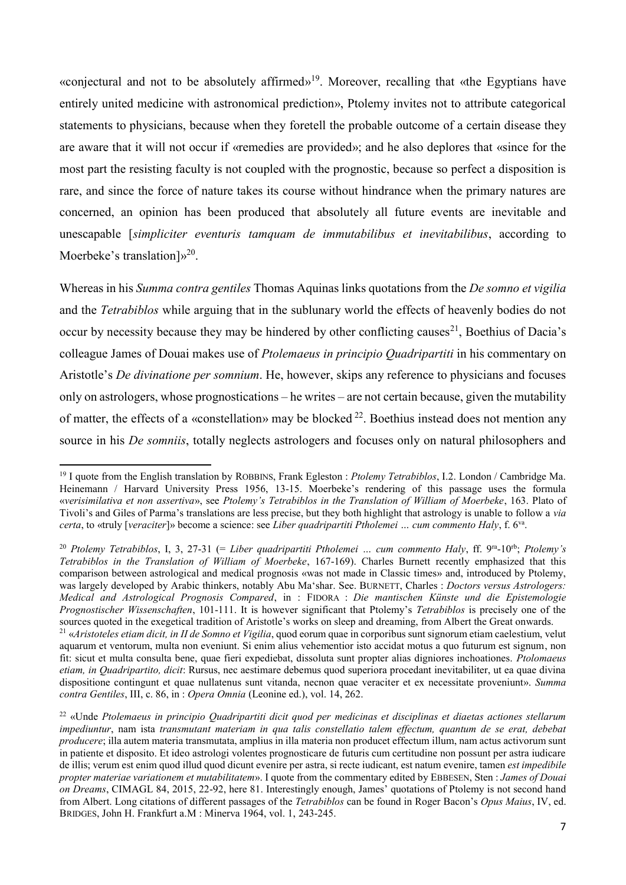«conjectural and not to be absolutely affirmed»[19]. Moreover, recalling that «the Egyptians have entirely united medicine with astronomical prediction», Ptolemy invites not to attribute categorical statements to physicians, because when they foretell the probable outcome of a certain disease they are aware that it will not occur if «remedies are provided»; and he also deplores that «since for the most part the resisting faculty is not coupled with the prognostic, because so perfect a disposition is rare, and since the force of nature takes its course without hindrance when the primary natures are concerned, an opinion has been produced that absolutely all future events are inevitable and unescapable [*simpliciter eventuris tamquam de immutabilibus et inevitabilibus*, according to Moerbeke's translation]»[20].

Whereas in his *Summa contra gentiles* Thomas Aquinas links quotations from the *De somno et vigilia* and the *Tetrabiblos* while arguing that in the sublunary world the effects of heavenly bodies do not occur by necessity because they may be hindered by other conflicting causes[21], Boethius of Dacia's colleague James of Douai makes use of *Ptolemaeus in principio Quadripartiti* in his commentary on Aristotle's *De divinatione per somnium*. He, however, skips any reference to physicians and focuses only on astrologers, whose prognostications – he writes – are not certain because, given the mutability of matter, the effects of a «constellation» may be blocked[22]. Boethius instead does not mention any source in his *De somniis*, totally neglects astrologers and focuses only on natural philosophers and

---

[19] I quote from the English translation by ROBBINS, Frank Egleston : *Ptolemy Tetrabiblos*, I.2. London / Cambridge Ma. Heinemann / Harvard University Press 1956, 13-15. Moerbeke's rendering of this passage uses the formula «*verisimilativa et non assertiva*», see *Ptolemy's Tetrabiblos in the Translation of William of Moerbeke*, 163. Plato of Tivoli's and Giles of Parma's translations are less precise, but they both highlight that astrology is unable to follow a *via certa*, to «truly [*veraciter*]» become a science: see *Liber quadripartiti Ptholemei … cum commento Haly*, f. 6va.

[20] *Ptolemy Tetrabiblos*, I, 3, 27-31 (= *Liber quadripartiti Ptholemei … cum commento Haly*, ff. 9ra-10rb; *Ptolemy's Tetrabiblos in the Translation of William of Moerbeke*, 167-169). Charles Burnett recently emphasized that this comparison between astrological and medical prognosis «was not made in Classic times» and, introduced by Ptolemy, was largely developed by Arabic thinkers, notably Abu Ma'shar. See. BURNETT, Charles : *Doctors versus Astrologers: Medical and Astrological Prognosis Compared*, in : FIDORA : *Die mantischen Künste und die Epistemologie Prognostischer Wissenschaften*, 101-111. It is however significant that Ptolemy's *Tetrabiblos* is precisely one of the sources quoted in the exegetical tradition of Aristotle's works on sleep and dreaming, from Albert the Great onwards.

[21] «*Aristoteles etiam dicit, in II de Somno et Vigilia*, quod eorum quae in corporibus sunt signorum etiam caelestium, velut aquarum et ventorum, multa non eveniunt. Si enim alius vehementior isto accidat motus a quo futurum est signum, non fit: sicut et multa consulta bene, quae fieri expediebat, dissoluta sunt propter alias digniores inchoationes. *Ptolomaeus etiam, in Quadripartito, dicit*: Rursus, nec aestimare debemus quod superiora procedant inevitabiliter, ut ea quae divina dispositione contingunt et quae nullatenus sunt vitanda, necnon quae veraciter et ex necessitate proveniunt». *Summa contra Gentiles*, III, c. 86, in : *Opera Omnia* (Leonine ed.), vol. 14, 262.

[22] «Unde *Ptolemaeus in principio Quadripartiti dicit quod per medicinas et disciplinas et diaetas actiones stellarum impediuntur*, nam ista *transmutant materiam in qua talis constellatio talem effectum, quantum de se erat, debebat producere*; illa autem materia transmutata, amplius in illa materia non producet effectum illum, nam actus activorum sunt in patiente et disposito. Et ideo astrologi volentes prognosticare de futuris cum certitudine non possunt per astra iudicare de illis; verum est enim quod illud quod dicunt evenire per astra, si recte iudicant, est natum evenire, tamen *est impedibile propter materiae variationem et mutabilitatem*». I quote from the commentary edited by EBBESEN, Sten : *James of Douai on Dreams*, CIMAGL 84, 2015, 22-92, here 81. Interestingly enough, James' quotations of Ptolemy is not second hand from Albert. Long citations of different passages of the *Tetrabiblos* can be found in Roger Bacon's *Opus Maius*, IV, ed. BRIDGES, John H. Frankfurt a.M : Minerva 1964, vol. 1, 243-245.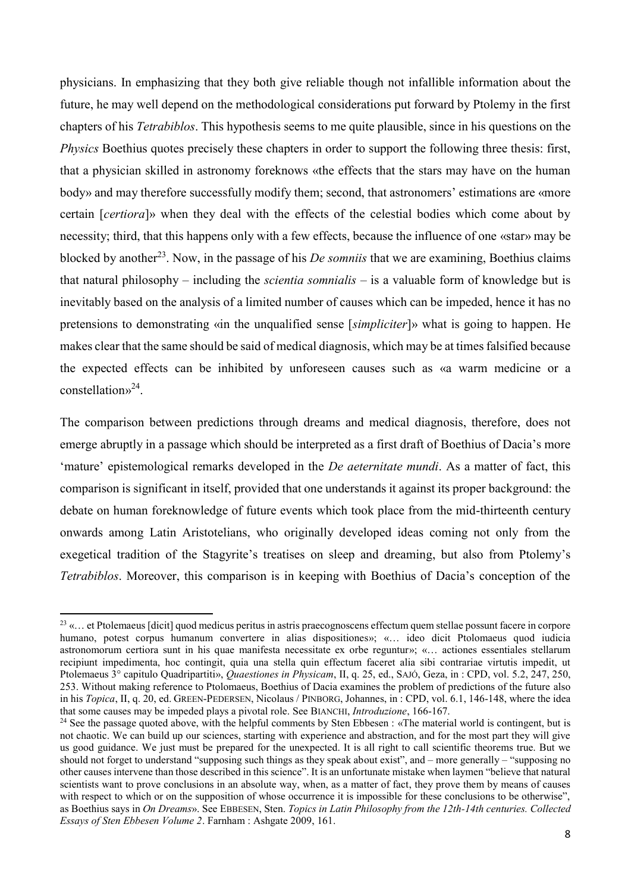physicians. In emphasizing that they both give reliable though not infallible information about the future, he may well depend on the methodological considerations put forward by Ptolemy in the first chapters of his *Tetrabiblos*. This hypothesis seems to me quite plausible, since in his questions on the *Physics* Boethius quotes precisely these chapters in order to support the following three thesis: first, that a physician skilled in astronomy foreknows «the effects that the stars may have on the human body» and may therefore successfully modify them; second, that astronomers' estimations are «more certain [*certiora*]» when they deal with the effects of the celestial bodies which come about by necessity; third, that this happens only with a few effects, because the influence of one «star» may be blocked by another[23]. Now, in the passage of his *De somniis* that we are examining, Boethius claims that natural philosophy – including the *scientia somnialis* – is a valuable form of knowledge but is inevitably based on the analysis of a limited number of causes which can be impeded, hence it has no pretensions to demonstrating «in the unqualified sense [*simpliciter*]» what is going to happen. He makes clear that the same should be said of medical diagnosis, which may be at times falsified because the expected effects can be inhibited by unforeseen causes such as «a warm medicine or a constellation»[24].

The comparison between predictions through dreams and medical diagnosis, therefore, does not emerge abruptly in a passage which should be interpreted as a first draft of Boethius of Dacia's more 'mature' epistemological remarks developed in the *De aeternitate mundi*. As a matter of fact, this comparison is significant in itself, provided that one understands it against its proper background: the debate on human foreknowledge of future events which took place from the mid-thirteenth century onwards among Latin Aristotelians, who originally developed ideas coming not only from the exegetical tradition of the Stagyrite's treatises on sleep and dreaming, but also from Ptolemy's *Tetrabiblos*. Moreover, this comparison is in keeping with Boethius of Dacia's conception of the

---

[23] «… et Ptolemaeus [dicit] quod medicus peritus in astris praecognoscens effectum quem stellae possunt facere in corpore humano, potest corpus humanum convertere in alias dispositiones»; «… ideo dicit Ptolomaeus quod iudicia astronomorum certiora sunt in his quae manifesta necessitate ex orbe reguntur»; «… actiones essentiales stellarum recipiunt impedimenta, hoc contingit, quia una stella quin effectum faceret alia sibi contrariae virtutis impedit, ut Ptolemaeus 3° capitulo Quadripartiti», *Quaestiones in Physicam*, II, q. 25, ed., SAJÓ, Geza, in : CPD, vol. 5.2, 247, 250, 253. Without making reference to Ptolomaeus, Boethius of Dacia examines the problem of predictions of the future also in his *Topica*, II, q. 20, ed. GREEN-PEDERSEN, Nicolaus / PINBORG, Johannes, in : CPD, vol. 6.1, 146-148, where the idea that some causes may be impeded plays a pivotal role. See BIANCHI, *Introduzione*, 166-167.

[24] See the passage quoted above, with the helpful comments by Sten Ebbesen : «The material world is contingent, but is not chaotic. We can build up our sciences, starting with experience and abstraction, and for the most part they will give us good guidance. We just must be prepared for the unexpected. It is all right to call scientific theorems true. But we should not forget to understand "supposing such things as they speak about exist", and – more generally – "supposing no other causes intervene than those described in this science". It is an unfortunate mistake when laymen "believe that natural scientists want to prove conclusions in an absolute way, when, as a matter of fact, they prove them by means of causes with respect to which or on the supposition of whose occurrence it is impossible for these conclusions to be otherwise", as Boethius says in *On Dreams*». See EBBESEN, Sten. *Topics in Latin Philosophy from the 12th-14th centuries. Collected Essays of Sten Ebbesen Volume 2*. Farnham : Ashgate 2009, 161.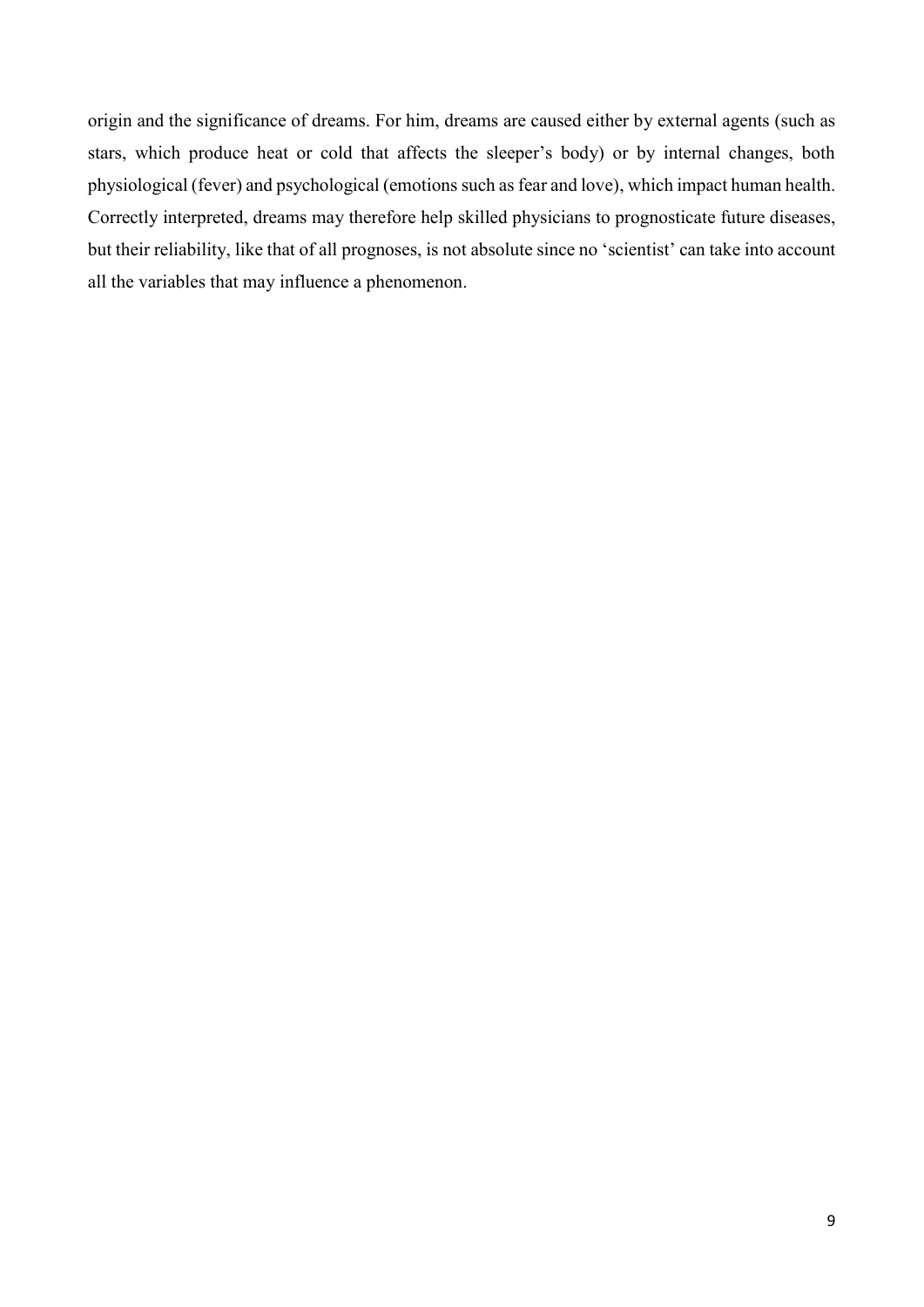origin and the significance of dreams. For him, dreams are caused either by external agents (such as stars, which produce heat or cold that affects the sleeper's body) or by internal changes, both physiological (fever) and psychological (emotions such as fear and love), which impact human health. Correctly interpreted, dreams may therefore help skilled physicians to prognosticate future diseases, but their reliability, like that of all prognoses, is not absolute since no 'scientist' can take into account all the variables that may influence a phenomenon.